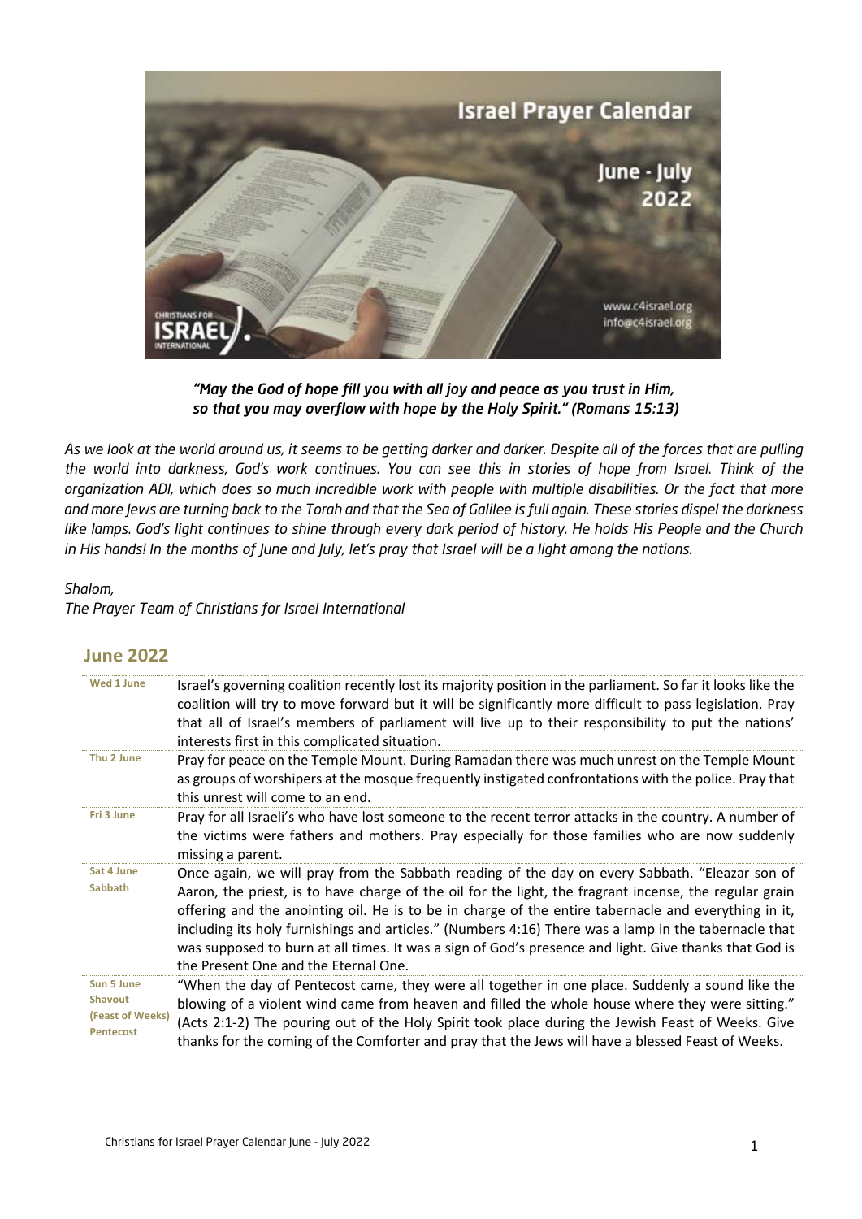# Israel Prayer Calendar

## June - July 2022

www.c4israel.org
info@c4israel.org

*"May the God of hope fill you with all joy and peace as you trust in Him, so that you may overflow with hope by the Holy Spirit." (Romans 15:13)*

*As we look at the world around us, it seems to be getting darker and darker. Despite all of the forces that are pulling the world into darkness, God's work continues. You can see this in stories of hope from Israel. Think of the organization ADI, which does so much incredible work with people with multiple disabilities. Or the fact that more and more Jews are turning back to the Torah and that the Sea of Galilee is full again. These stories dispel the darkness like lamps. God's light continues to shine through every dark period of history. He holds His People and the Church in His hands! In the months of June and July, let's pray that Israel will be a light among the nations.*

*Shalom,*
*The Prayer Team of Christians for Israel International*

## June 2022

| | |
|---|---|
| **Wed 1 June** | Israel's governing coalition recently lost its majority position in the parliament. So far it looks like the coalition will try to move forward but it will be significantly more difficult to pass legislation. Pray that all of Israel's members of parliament will live up to their responsibility to put the nations' interests first in this complicated situation. |
| **Thu 2 June** | Pray for peace on the Temple Mount. During Ramadan there was much unrest on the Temple Mount as groups of worshipers at the mosque frequently instigated confrontations with the police. Pray that this unrest will come to an end. |
| **Fri 3 June** | Pray for all Israeli's who have lost someone to the recent terror attacks in the country. A number of the victims were fathers and mothers. Pray especially for those families who are now suddenly missing a parent. |
| **Sat 4 June Sabbath** | Once again, we will pray from the Sabbath reading of the day on every Sabbath. "Eleazar son of Aaron, the priest, is to have charge of the oil for the light, the fragrant incense, the regular grain offering and the anointing oil. He is to be in charge of the entire tabernacle and everything in it, including its holy furnishings and articles." (Numbers 4:16) There was a lamp in the tabernacle that was supposed to burn at all times. It was a sign of God's presence and light. Give thanks that God is the Present One and the Eternal One. |
| **Sun 5 June Shavout (Feast of Weeks) Pentecost** | "When the day of Pentecost came, they were all together in one place. Suddenly a sound like the blowing of a violent wind came from heaven and filled the whole house where they were sitting." (Acts 2:1-2) The pouring out of the Holy Spirit took place during the Jewish Feast of Weeks. Give thanks for the coming of the Comforter and pray that the Jews will have a blessed Feast of Weeks. |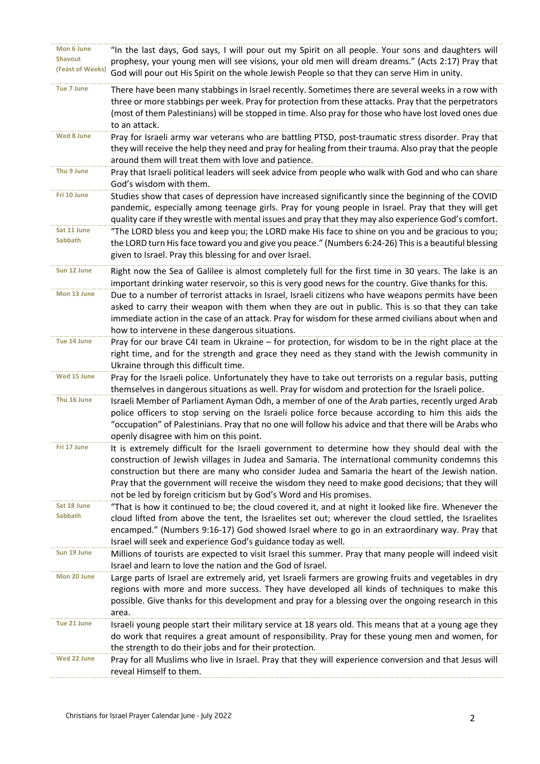| | |
|---|---|
| **Mon 6 June**<br>**Shavout**<br>**(Feast of Weeks)** | "In the last days, God says, I will pour out my Spirit on all people. Your sons and daughters will prophesy, your young men will see visions, your old men will dream dreams." (Acts 2:17) Pray that God will pour out His Spirit on the whole Jewish People so that they can serve Him in unity. |
| **Tue 7 June** | There have been many stabbings in Israel recently. Sometimes there are several weeks in a row with three or more stabbings per week. Pray for protection from these attacks. Pray that the perpetrators (most of them Palestinians) will be stopped in time. Also pray for those who have lost loved ones due to an attack. |
| **Wed 8 June** | Pray for Israeli army war veterans who are battling PTSD, post-traumatic stress disorder. Pray that they will receive the help they need and pray for healing from their trauma. Also pray that the people around them will treat them with love and patience. |
| **Thu 9 June** | Pray that Israeli political leaders will seek advice from people who walk with God and who can share God's wisdom with them. |
| **Fri 10 June** | Studies show that cases of depression have increased significantly since the beginning of the COVID pandemic, especially among teenage girls. Pray for young people in Israel. Pray that they will get quality care if they wrestle with mental issues and pray that they may also experience God's comfort. |
| **Sat 11 June**<br>**Sabbath** | "The LORD bless you and keep you; the LORD make His face to shine on you and be gracious to you; the LORD turn His face toward you and give you peace." (Numbers 6:24-26) This is a beautiful blessing given to Israel. Pray this blessing for and over Israel. |
| **Sun 12 June** | Right now the Sea of Galilee is almost completely full for the first time in 30 years. The lake is an important drinking water reservoir, so this is very good news for the country. Give thanks for this. |
| **Mon 13 June** | Due to a number of terrorist attacks in Israel, Israeli citizens who have weapons permits have been asked to carry their weapon with them when they are out in public. This is so that they can take immediate action in the case of an attack. Pray for wisdom for these armed civilians about when and how to intervene in these dangerous situations. |
| **Tue 14 June** | Pray for our brave C4I team in Ukraine – for protection, for wisdom to be in the right place at the right time, and for the strength and grace they need as they stand with the Jewish community in Ukraine through this difficult time. |
| **Wed 15 June** | Pray for the Israeli police. Unfortunately they have to take out terrorists on a regular basis, putting themselves in dangerous situations as well. Pray for wisdom and protection for the Israeli police. |
| **Thu 16 June** | Israeli Member of Parliament Ayman Odh, a member of one of the Arab parties, recently urged Arab police officers to stop serving on the Israeli police force because according to him this aids the "occupation" of Palestinians. Pray that no one will follow his advice and that there will be Arabs who openly disagree with him on this point. |
| **Fri 17 June** | It is extremely difficult for the Israeli government to determine how they should deal with the construction of Jewish villages in Judea and Samaria. The international community condemns this construction but there are many who consider Judea and Samaria the heart of the Jewish nation. Pray that the government will receive the wisdom they need to make good decisions; that they will not be led by foreign criticism but by God's Word and His promises. |
| **Sat 18 June**<br>**Sabbath** | "That is how it continued to be; the cloud covered it, and at night it looked like fire. Whenever the cloud lifted from above the tent, the Israelites set out; wherever the cloud settled, the Israelites encamped." (Numbers 9:16-17) God showed Israel where to go in an extraordinary way. Pray that Israel will seek and experience God's guidance today as well. |
| **Sun 19 June** | Millions of tourists are expected to visit Israel this summer. Pray that many people will indeed visit Israel and learn to love the nation and the God of Israel. |
| **Mon 20 June** | Large parts of Israel are extremely arid, yet Israeli farmers are growing fruits and vegetables in dry regions with more and more success. They have developed all kinds of techniques to make this possible. Give thanks for this development and pray for a blessing over the ongoing research in this area. |
| **Tue 21 June** | Israeli young people start their military service at 18 years old. This means that at a young age they do work that requires a great amount of responsibility. Pray for these young men and women, for the strength to do their jobs and for their protection. |
| **Wed 22 June** | Pray for all Muslims who live in Israel. Pray that they will experience conversion and that Jesus will reveal Himself to them. |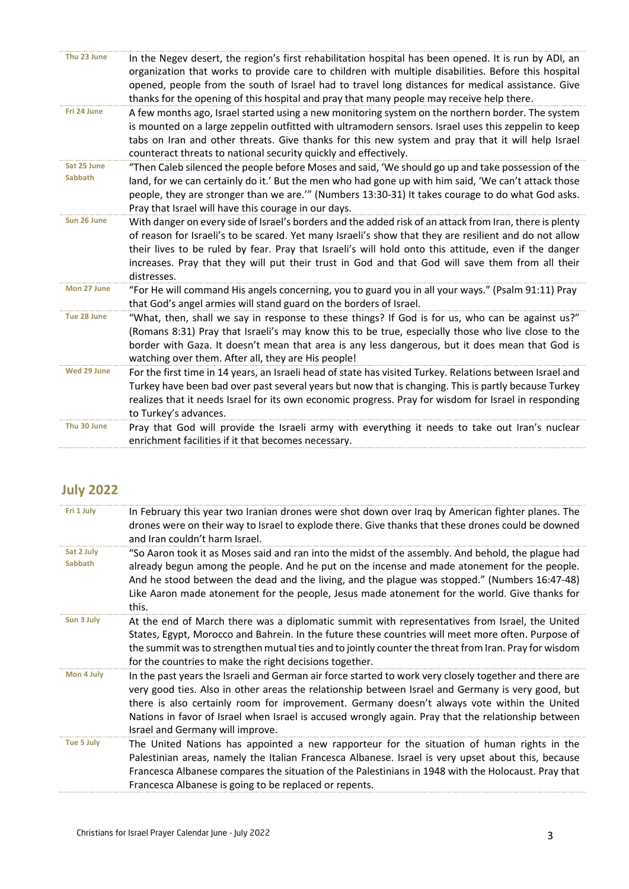| | |
|---|---|
| Thu 23 June | In the Negev desert, the region's first rehabilitation hospital has been opened. It is run by ADI, an organization that works to provide care to children with multiple disabilities. Before this hospital opened, people from the south of Israel had to travel long distances for medical assistance. Give thanks for the opening of this hospital and pray that many people may receive help there. |
| Fri 24 June | A few months ago, Israel started using a new monitoring system on the northern border. The system is mounted on a large zeppelin outfitted with ultramodern sensors. Israel uses this zeppelin to keep tabs on Iran and other threats. Give thanks for this new system and pray that it will help Israel counteract threats to national security quickly and effectively. |
| Sat 25 June<br>Sabbath | "Then Caleb silenced the people before Moses and said, 'We should go up and take possession of the land, for we can certainly do it.' But the men who had gone up with him said, 'We can't attack those people, they are stronger than we are.'" (Numbers 13:30-31) It takes courage to do what God asks. Pray that Israel will have this courage in our days. |
| Sun 26 June | With danger on every side of Israel's borders and the added risk of an attack from Iran, there is plenty of reason for Israeli's to be scared. Yet many Israeli's show that they are resilient and do not allow their lives to be ruled by fear. Pray that Israeli's will hold onto this attitude, even if the danger increases. Pray that they will put their trust in God and that God will save them from all their distresses. |
| Mon 27 June | "For He will command His angels concerning, you to guard you in all your ways." (Psalm 91:11) Pray that God's angel armies will stand guard on the borders of Israel. |
| Tue 28 June | "What, then, shall we say in response to these things? If God is for us, who can be against us?" (Romans 8:31) Pray that Israeli's may know this to be true, especially those who live close to the border with Gaza. It doesn't mean that area is any less dangerous, but it does mean that God is watching over them. After all, they are His people! |
| Wed 29 June | For the first time in 14 years, an Israeli head of state has visited Turkey. Relations between Israel and Turkey have been bad over past several years but now that is changing. This is partly because Turkey realizes that it needs Israel for its own economic progress. Pray for wisdom for Israel in responding to Turkey's advances. |
| Thu 30 June | Pray that God will provide the Israeli army with everything it needs to take out Iran's nuclear enrichment facilities if it that becomes necessary. |

## July 2022

| | |
|---|---|
| Fri 1 July | In February this year two Iranian drones were shot down over Iraq by American fighter planes. The drones were on their way to Israel to explode there. Give thanks that these drones could be downed and Iran couldn't harm Israel. |
| Sat 2 July<br>Sabbath | "So Aaron took it as Moses said and ran into the midst of the assembly. And behold, the plague had already begun among the people. And he put on the incense and made atonement for the people. And he stood between the dead and the living, and the plague was stopped." (Numbers 16:47-48) Like Aaron made atonement for the people, Jesus made atonement for the world. Give thanks for this. |
| Sun 3 July | At the end of March there was a diplomatic summit with representatives from Israel, the United States, Egypt, Morocco and Bahrein. In the future these countries will meet more often. Purpose of the summit was to strengthen mutual ties and to jointly counter the threat from Iran. Pray for wisdom for the countries to make the right decisions together. |
| Mon 4 July | In the past years the Israeli and German air force started to work very closely together and there are very good ties. Also in other areas the relationship between Israel and Germany is very good, but there is also certainly room for improvement. Germany doesn't always vote within the United Nations in favor of Israel when Israel is accused wrongly again. Pray that the relationship between Israel and Germany will improve. |
| Tue 5 July | The United Nations has appointed a new rapporteur for the situation of human rights in the Palestinian areas, namely the Italian Francesca Albanese. Israel is very upset about this, because Francesca Albanese compares the situation of the Palestinians in 1948 with the Holocaust. Pray that Francesca Albanese is going to be replaced or repents. |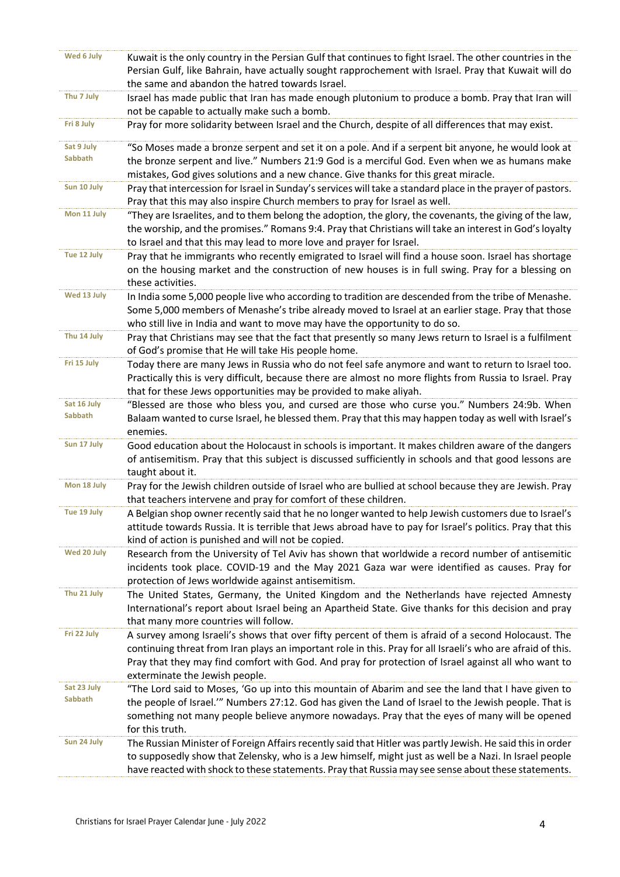| | |
|---|---|
| Wed 6 July | Kuwait is the only country in the Persian Gulf that continues to fight Israel. The other countries in the Persian Gulf, like Bahrain, have actually sought rapprochement with Israel. Pray that Kuwait will do the same and abandon the hatred towards Israel. |
| Thu 7 July | Israel has made public that Iran has made enough plutonium to produce a bomb. Pray that Iran will not be capable to actually make such a bomb. |
| Fri 8 July | Pray for more solidarity between Israel and the Church, despite of all differences that may exist. |
| Sat 9 July Sabbath | "So Moses made a bronze serpent and set it on a pole. And if a serpent bit anyone, he would look at the bronze serpent and live." Numbers 21:9 God is a merciful God. Even when we as humans make mistakes, God gives solutions and a new chance. Give thanks for this great miracle. |
| Sun 10 July | Pray that intercession for Israel in Sunday's services will take a standard place in the prayer of pastors. Pray that this may also inspire Church members to pray for Israel as well. |
| Mon 11 July | "They are Israelites, and to them belong the adoption, the glory, the covenants, the giving of the law, the worship, and the promises." Romans 9:4. Pray that Christians will take an interest in God's loyalty to Israel and that this may lead to more love and prayer for Israel. |
| Tue 12 July | Pray that he immigrants who recently emigrated to Israel will find a house soon. Israel has shortage on the housing market and the construction of new houses is in full swing. Pray for a blessing on these activities. |
| Wed 13 July | In India some 5,000 people live who according to tradition are descended from the tribe of Menashe. Some 5,000 members of Menashe's tribe already moved to Israel at an earlier stage. Pray that those who still live in India and want to move may have the opportunity to do so. |
| Thu 14 July | Pray that Christians may see that the fact that presently so many Jews return to Israel is a fulfilment of God's promise that He will take His people home. |
| Fri 15 July | Today there are many Jews in Russia who do not feel safe anymore and want to return to Israel too. Practically this is very difficult, because there are almost no more flights from Russia to Israel. Pray that for these Jews opportunities may be provided to make aliyah. |
| Sat 16 July Sabbath | "Blessed are those who bless you, and cursed are those who curse you." Numbers 24:9b. When Balaam wanted to curse Israel, he blessed them. Pray that this may happen today as well with Israel's enemies. |
| Sun 17 July | Good education about the Holocaust in schools is important. It makes children aware of the dangers of antisemitism. Pray that this subject is discussed sufficiently in schools and that good lessons are taught about it. |
| Mon 18 July | Pray for the Jewish children outside of Israel who are bullied at school because they are Jewish. Pray that teachers intervene and pray for comfort of these children. |
| Tue 19 July | A Belgian shop owner recently said that he no longer wanted to help Jewish customers due to Israel's attitude towards Russia. It is terrible that Jews abroad have to pay for Israel's politics. Pray that this kind of action is punished and will not be copied. |
| Wed 20 July | Research from the University of Tel Aviv has shown that worldwide a record number of antisemitic incidents took place. COVID-19 and the May 2021 Gaza war were identified as causes. Pray for protection of Jews worldwide against antisemitism. |
| Thu 21 July | The United States, Germany, the United Kingdom and the Netherlands have rejected Amnesty International's report about Israel being an Apartheid State. Give thanks for this decision and pray that many more countries will follow. |
| Fri 22 July | A survey among Israeli's shows that over fifty percent of them is afraid of a second Holocaust. The continuing threat from Iran plays an important role in this. Pray for all Israeli's who are afraid of this. Pray that they may find comfort with God. And pray for protection of Israel against all who want to exterminate the Jewish people. |
| Sat 23 July Sabbath | "The Lord said to Moses, 'Go up into this mountain of Abarim and see the land that I have given to the people of Israel.'" Numbers 27:12. God has given the Land of Israel to the Jewish people. That is something not many people believe anymore nowadays. Pray that the eyes of many will be opened for this truth. |
| Sun 24 July | The Russian Minister of Foreign Affairs recently said that Hitler was partly Jewish. He said this in order to supposedly show that Zelensky, who is a Jew himself, might just as well be a Nazi. In Israel people have reacted with shock to these statements. Pray that Russia may see sense about these statements. |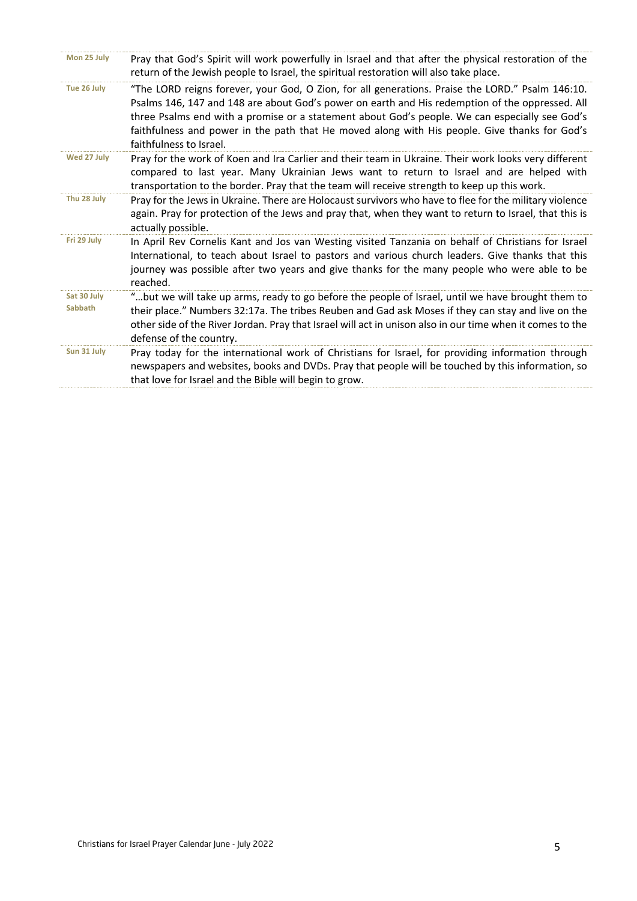| | |
|---|---|
| Mon 25 July | Pray that God's Spirit will work powerfully in Israel and that after the physical restoration of the return of the Jewish people to Israel, the spiritual restoration will also take place. |
| Tue 26 July | "The LORD reigns forever, your God, O Zion, for all generations. Praise the LORD." Psalm 146:10. Psalms 146, 147 and 148 are about God's power on earth and His redemption of the oppressed. All three Psalms end with a promise or a statement about God's people. We can especially see God's faithfulness and power in the path that He moved along with His people. Give thanks for God's faithfulness to Israel. |
| Wed 27 July | Pray for the work of Koen and Ira Carlier and their team in Ukraine. Their work looks very different compared to last year. Many Ukrainian Jews want to return to Israel and are helped with transportation to the border. Pray that the team will receive strength to keep up this work. |
| Thu 28 July | Pray for the Jews in Ukraine. There are Holocaust survivors who have to flee for the military violence again. Pray for protection of the Jews and pray that, when they want to return to Israel, that this is actually possible. |
| Fri 29 July | In April Rev Cornelis Kant and Jos van Westing visited Tanzania on behalf of Christians for Israel International, to teach about Israel to pastors and various church leaders. Give thanks that this journey was possible after two years and give thanks for the many people who were able to be reached. |
| Sat 30 July Sabbath | "…but we will take up arms, ready to go before the people of Israel, until we have brought them to their place." Numbers 32:17a. The tribes Reuben and Gad ask Moses if they can stay and live on the other side of the River Jordan. Pray that Israel will act in unison also in our time when it comes to the defense of the country. |
| Sun 31 July | Pray today for the international work of Christians for Israel, for providing information through newspapers and websites, books and DVDs. Pray that people will be touched by this information, so that love for Israel and the Bible will begin to grow. |